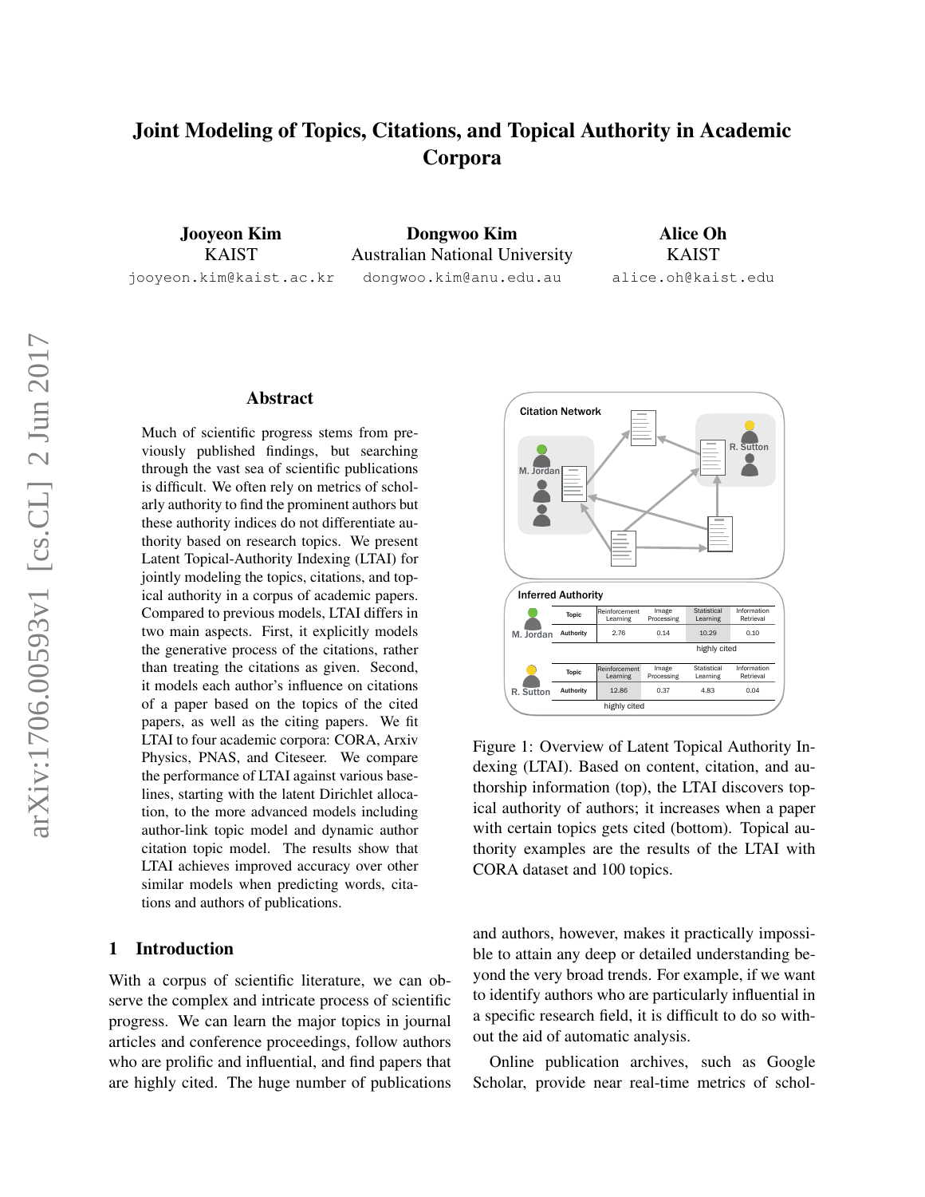# Joint Modeling of Topics, Citations, and Topical Authority in Academic Corpora

**Jooyeon Kim**
KAIST
jooyeon.kim@kaist.ac.kr

**Dongwoo Kim**
Australian National University
dongwoo.kim@anu.edu.au

**Alice Oh**
KAIST
alice.oh@kaist.edu

## Abstract

Much of scientific progress stems from previously published findings, but searching through the vast sea of scientific publications is difficult. We often rely on metrics of scholarly authority to find the prominent authors but these authority indices do not differentiate authority based on research topics. We present Latent Topical-Authority Indexing (LTAI) for jointly modeling the topics, citations, and topical authority in a corpus of academic papers. Compared to previous models, LTAI differs in two main aspects. First, it explicitly models the generative process of the citations, rather than treating the citations as given. Second, it models each author's influence on citations of a paper based on the topics of the cited papers, as well as the citing papers. We fit LTAI to four academic corpora: CORA, Arxiv Physics, PNAS, and Citeseer. We compare the performance of LTAI against various baselines, starting with the latent Dirichlet allocation, to the more advanced models including author-link topic model and dynamic author citation topic model. The results show that LTAI achieves improved accuracy over other similar models when predicting words, citations and authors of publications.

Citation Network

M. Jordan

R. Sutton

Inferred Authority

M. Jordan

| Topic | Reinforcement Learning | Image Processing | Statistical Learning | Information Retrieval |
|---|---|---|---|---|
| Authority | 2.76 | 0.14 | 10.29 | 0.10 |

highly cited

R. Sutton

| Topic | Reinforcement Learning | Image Processing | Statistical Learning | Information Retrieval |
|---|---|---|---|---|
| Authority | 12.86 | 0.37 | 4.83 | 0.04 |

highly cited

Figure 1: Overview of Latent Topical Authority Indexing (LTAI). Based on content, citation, and authorship information (top), the LTAI discovers topical authority of authors; it increases when a paper with certain topics gets cited (bottom). Topical authority examples are the results of the LTAI with CORA dataset and 100 topics.

## 1 Introduction

With a corpus of scientific literature, we can observe the complex and intricate process of scientific progress. We can learn the major topics in journal articles and conference proceedings, follow authors who are prolific and influential, and find papers that are highly cited. The huge number of publications and authors, however, makes it practically impossible to attain any deep or detailed understanding beyond the very broad trends. For example, if we want to identify authors who are particularly influential in a specific research field, it is difficult to do so without the aid of automatic analysis.

Online publication archives, such as Google Scholar, provide near real-time metrics of schol-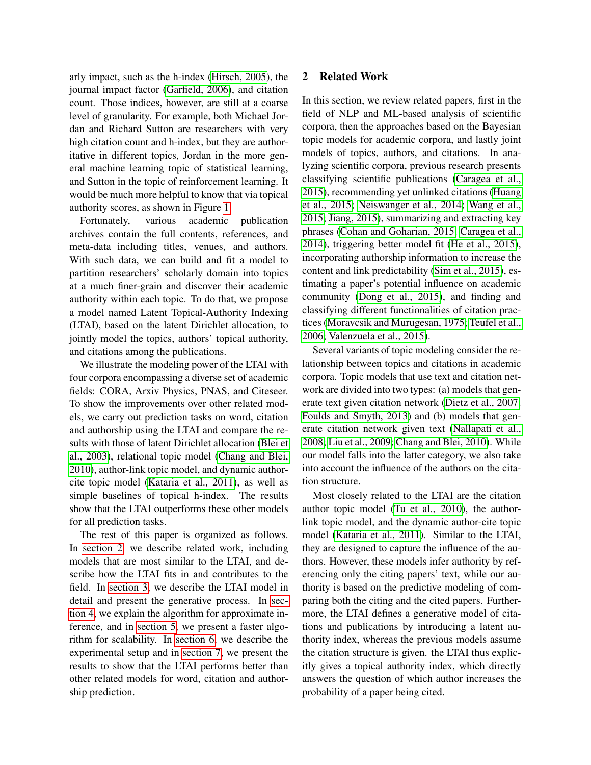arly impact, such as the h-index (Hirsch, 2005), the journal impact factor (Garfield, 2006), and citation count. Those indices, however, are still at a coarse level of granularity. For example, both Michael Jordan and Richard Sutton are researchers with very high citation count and h-index, but they are authoritative in different topics, Jordan in the more general machine learning topic of statistical learning, and Sutton in the topic of reinforcement learning. It would be much more helpful to know that via topical authority scores, as shown in Figure 1.

Fortunately, various academic publication archives contain the full contents, references, and meta-data including titles, venues, and authors. With such data, we can build and fit a model to partition researchers' scholarly domain into topics at a much finer-grain and discover their academic authority within each topic. To do that, we propose a model named Latent Topical-Authority Indexing (LTAI), based on the latent Dirichlet allocation, to jointly model the topics, authors' topical authority, and citations among the publications.

We illustrate the modeling power of the LTAI with four corpora encompassing a diverse set of academic fields: CORA, Arxiv Physics, PNAS, and Citeseer. To show the improvements over other related models, we carry out prediction tasks on word, citation and authorship using the LTAI and compare the results with those of latent Dirichlet allocation (Blei et al., 2003), relational topic model (Chang and Blei, 2010), author-link topic model, and dynamic author-cite topic model (Kataria et al., 2011), as well as simple baselines of topical h-index. The results show that the LTAI outperforms these other models for all prediction tasks.

The rest of this paper is organized as follows. In section 2, we describe related work, including models that are most similar to the LTAI, and describe how the LTAI fits in and contributes to the field. In section 3, we describe the LTAI model in detail and present the generative process. In section 4, we explain the algorithm for approximate inference, and in section 5, we present a faster algorithm for scalability. In section 6, we describe the experimental setup and in section 7, we present the results to show that the LTAI performs better than other related models for word, citation and authorship prediction.

## 2 Related Work

In this section, we review related papers, first in the field of NLP and ML-based analysis of scientific corpora, then the approaches based on the Bayesian topic models for academic corpora, and lastly joint models of topics, authors, and citations. In analyzing scientific corpora, previous research presents classifying scientific publications (Caragea et al., 2015), recommending yet unlinked citations (Huang et al., 2015; Neiswanger et al., 2014; Wang et al., 2015; Jiang, 2015), summarizing and extracting key phrases (Cohan and Goharian, 2015; Caragea et al., 2014), triggering better model fit (He et al., 2015), incorporating authorship information to increase the content and link predictability (Sim et al., 2015), estimating a paper's potential influence on academic community (Dong et al., 2015), and finding and classifying different functionalities of citation practices (Moravcsik and Murugesan, 1975; Teufel et al., 2006; Valenzuela et al., 2015).

Several variants of topic modeling consider the relationship between topics and citations in academic corpora. Topic models that use text and citation network are divided into two types: (a) models that generate text given citation network (Dietz et al., 2007; Foulds and Smyth, 2013) and (b) models that generate citation network given text (Nallapati et al., 2008; Liu et al., 2009; Chang and Blei, 2010). While our model falls into the latter category, we also take into account the influence of the authors on the citation structure.

Most closely related to the LTAI are the citation author topic model (Tu et al., 2010), the author-link topic model, and the dynamic author-cite topic model (Kataria et al., 2011). Similar to the LTAI, they are designed to capture the influence of the authors. However, these models infer authority by referencing only the citing papers' text, while our authority is based on the predictive modeling of comparing both the citing and the cited papers. Furthermore, the LTAI defines a generative model of citations and publications by introducing a latent authority index, whereas the previous models assume the citation structure is given. the LTAI thus explicitly gives a topical authority index, which directly answers the question of which author increases the probability of a paper being cited.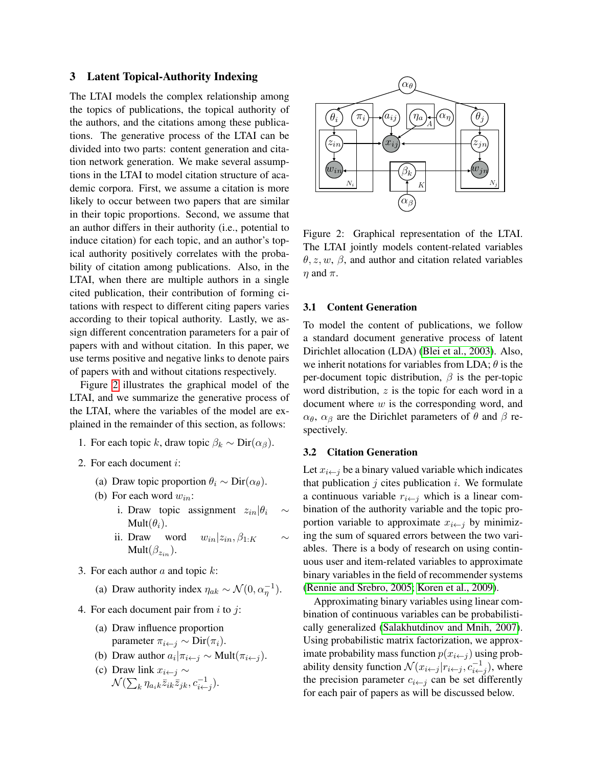## 3 Latent Topical-Authority Indexing

The LTAI models the complex relationship among the topics of publications, the topical authority of the authors, and the citations among these publications. The generative process of the LTAI can be divided into two parts: content generation and citation network generation. We make several assumptions in the LTAI to model citation structure of academic corpora. First, we assume a citation is more likely to occur between two papers that are similar in their topic proportions. Second, we assume that an author differs in their authority (i.e., potential to induce citation) for each topic, and an author's topical authority positively correlates with the probability of citation among publications. Also, in the LTAI, when there are multiple authors in a single cited publication, their contribution of forming citations with respect to different citing papers varies according to their topical authority. Lastly, we assign different concentration parameters for a pair of papers with and without citation. In this paper, we use terms positive and negative links to denote pairs of papers with and without citations respectively.

Figure 2 illustrates the graphical model of the LTAI, and we summarize the generative process of the LTAI, where the variables of the model are explained in the remainder of this section, as follows:

1. For each topic $k$, draw topic $\beta_k \sim \text{Dir}(\alpha_\beta)$.
2. For each document $i$:
   (a) Draw topic proportion $\theta_i \sim \text{Dir}(\alpha_\theta)$.
   (b) For each word $w_{in}$:
      i. Draw topic assignment $z_{in}|\theta_i \sim \text{Mult}(\theta_i)$.
      ii. Draw word $w_{in}|z_{in}, \beta_{1:K} \sim \text{Mult}(\beta_{z_{in}})$.
3. For each author $a$ and topic $k$:
   (a) Draw authority index $\eta_{ak} \sim \mathcal{N}(0, \alpha_\eta^{-1})$.
4. For each document pair from $i$ to $j$:
   (a) Draw influence proportion parameter $\pi_{i \leftarrow j} \sim \text{Dir}(\pi_i)$.
   (b) Draw author $a_i|\pi_{i \leftarrow j} \sim \text{Mult}(\pi_{i \leftarrow j})$.
   (c) Draw link $x_{i \leftarrow j} \sim \mathcal{N}(\sum_k \eta_{a_i k} \bar{z}_{ik} \bar{z}_{jk}, c_{i \leftarrow j}^{-1})$.

Figure 2: Graphical representation of the LTAI. The LTAI jointly models content-related variables $\theta, z, w, \beta$, and author and citation related variables $\eta$ and $\pi$.

### 3.1 Content Generation

To model the content of publications, we follow a standard document generative process of latent Dirichlet allocation (LDA) (Blei et al., 2003). Also, we inherit notations for variables from LDA; $\theta$ is the per-document topic distribution, $\beta$ is the per-topic word distribution, $z$ is the topic for each word in a document where $w$ is the corresponding word, and $\alpha_\theta$, $\alpha_\beta$ are the Dirichlet parameters of $\theta$ and $\beta$ respectively.

### 3.2 Citation Generation

Let $x_{i \leftarrow j}$ be a binary valued variable which indicates that publication $j$ cites publication $i$. We formulate a continuous variable $r_{i \leftarrow j}$ which is a linear combination of the authority variable and the topic proportion variable to approximate $x_{i \leftarrow j}$ by minimizing the sum of squared errors between the two variables. There is a body of research on using continuous user and item-related variables to approximate binary variables in the field of recommender systems (Rennie and Srebro, 2005; Koren et al., 2009).

Approximating binary variables using linear combination of continuous variables can be probabilistically generalized (Salakhutdinov and Mnih, 2007). Using probabilistic matrix factorization, we approximate probability mass function $p(x_{i \leftarrow j})$ using probability density function $\mathcal{N}(x_{i \leftarrow j}|r_{i \leftarrow j}, c_{i \leftarrow j}^{-1})$, where the precision parameter $c_{i \leftarrow j}$ can be set differently for each pair of papers as will be discussed below.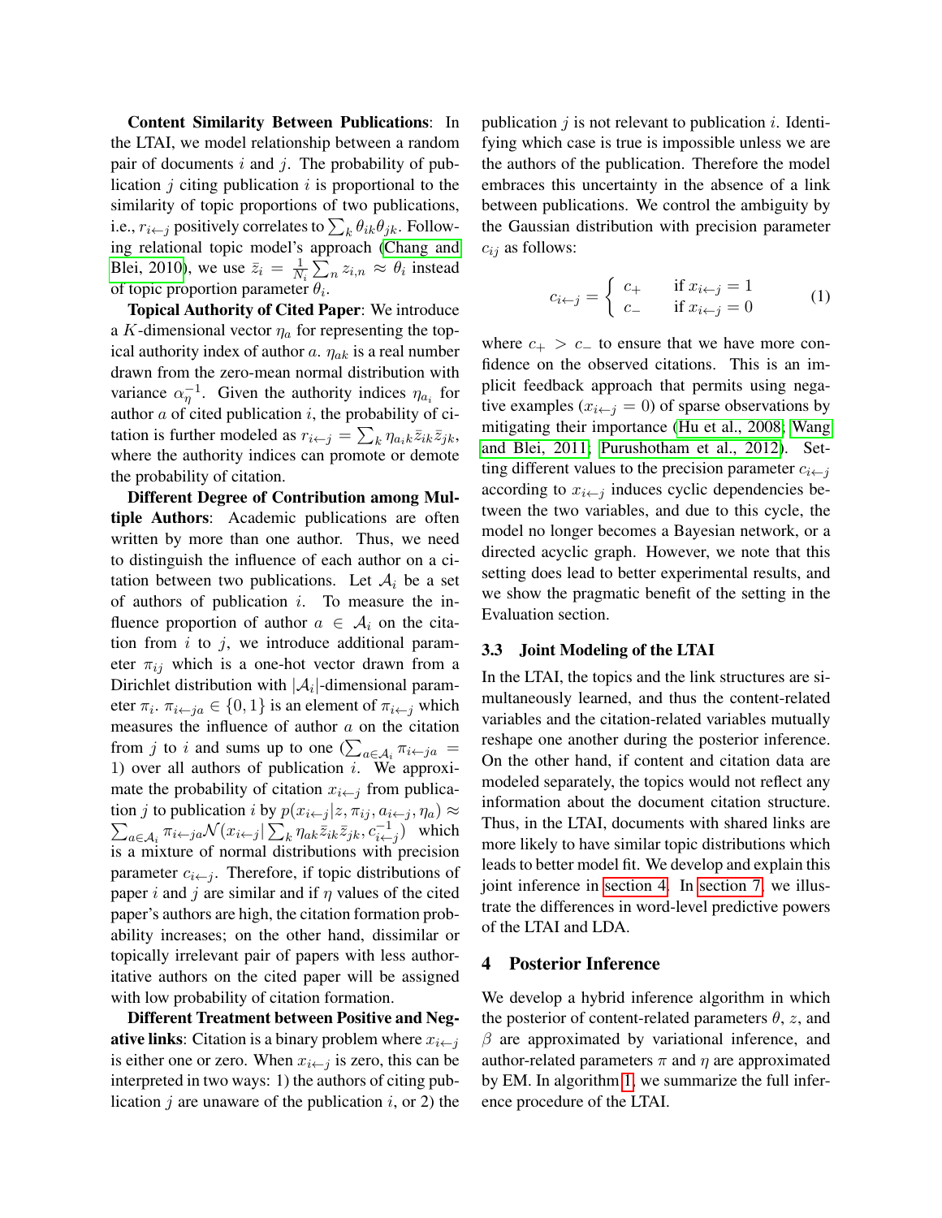**Content Similarity Between Publications**: In the LTAI, we model relationship between a random pair of documents $i$ and $j$. The probability of publication $j$ citing publication $i$ is proportional to the similarity of topic proportions of two publications, i.e., $r_{i \leftarrow j}$ positively correlates to $\sum_k \theta_{ik}\theta_{jk}$. Following relational topic model's approach (Chang and Blei, 2010), we use $\bar{z}_i = \frac{1}{N_i}\sum_n z_{i,n} \approx \theta_i$ instead of topic proportion parameter $\theta_i$.

**Topical Authority of Cited Paper**: We introduce a $K$-dimensional vector $\eta_a$ for representing the topical authority index of author $a$. $\eta_{ak}$ is a real number drawn from the zero-mean normal distribution with variance $\alpha_\eta^{-1}$. Given the authority indices $\eta_{a_i}$ for author $a$ of cited publication $i$, the probability of citation is further modeled as $r_{i \leftarrow j} = \sum_k \eta_{a_i k}\bar{z}_{ik}\bar{z}_{jk}$, where the authority indices can promote or demote the probability of citation.

**Different Degree of Contribution among Multiple Authors**: Academic publications are often written by more than one author. Thus, we need to distinguish the influence of each author on a citation between two publications. Let $\mathcal{A}_i$ be a set of authors of publication $i$. To measure the influence proportion of author $a \in \mathcal{A}_i$ on the citation from $i$ to $j$, we introduce additional parameter $\pi_{ij}$ which is a one-hot vector drawn from a Dirichlet distribution with $|\mathcal{A}_i|$-dimensional parameter $\pi_i$. $\pi_{i \leftarrow ja} \in \{0, 1\}$ is an element of $\pi_{i \leftarrow j}$ which measures the influence of author $a$ on the citation from $j$ to $i$ and sums up to one ($\sum_{a \in \mathcal{A}_i} \pi_{i \leftarrow ja} = 1$) over all authors of publication $i$. We approximate the probability of citation $x_{i \leftarrow j}$ from publication $j$ to publication $i$ by $p(x_{i \leftarrow j}|z, \pi_{ij}, a_{i \leftarrow j}, \eta_a) \approx \sum_{a \in \mathcal{A}_i} \pi_{i \leftarrow ja}\mathcal{N}(x_{i \leftarrow j}|\sum_k \eta_{ak}\bar{z}_{ik}\bar{z}_{jk}, c_{i \leftarrow j}^{-1})$ which is a mixture of normal distributions with precision parameter $c_{i \leftarrow j}$. Therefore, if topic distributions of paper $i$ and $j$ are similar and if $\eta$ values of the cited paper's authors are high, the citation formation probability increases; on the other hand, dissimilar or topically irrelevant pair of papers with less authoritative authors on the cited paper will be assigned with low probability of citation formation.

**Different Treatment between Positive and Negative links**: Citation is a binary problem where $x_{i \leftarrow j}$ is either one or zero. When $x_{i \leftarrow j}$ is zero, this can be interpreted in two ways: 1) the authors of citing publication $j$ are unaware of the publication $i$, or 2) the publication $j$ is not relevant to publication $i$. Identifying which case is true is impossible unless we are the authors of the publication. Therefore the model embraces this uncertainty in the absence of a link between publications. We control the ambiguity by the Gaussian distribution with precision parameter $c_{ij}$ as follows:

$$c_{i \leftarrow j} = \begin{cases} c_+ & \text{if } x_{i \leftarrow j} = 1 \\ c_- & \text{if } x_{i \leftarrow j} = 0 \end{cases} \tag{1}$$

where $c_+ > c_-$ to ensure that we have more confidence on the observed citations. This is an implicit feedback approach that permits using negative examples ($x_{i \leftarrow j} = 0$) of sparse observations by mitigating their importance (Hu et al., 2008; Wang and Blei, 2011; Purushotham et al., 2012). Setting different values to the precision parameter $c_{i \leftarrow j}$ according to $x_{i \leftarrow j}$ induces cyclic dependencies between the two variables, and due to this cycle, the model no longer becomes a Bayesian network, or a directed acyclic graph. However, we note that this setting does lead to better experimental results, and we show the pragmatic benefit of the setting in the Evaluation section.

### 3.3 Joint Modeling of the LTAI

In the LTAI, the topics and the link structures are simultaneously learned, and thus the content-related variables and the citation-related variables mutually reshape one another during the posterior inference. On the other hand, if content and citation data are modeled separately, the topics would not reflect any information about the document citation structure. Thus, in the LTAI, documents with shared links are more likely to have similar topic distributions which leads to better model fit. We develop and explain this joint inference in section 4. In section 7, we illustrate the differences in word-level predictive powers of the LTAI and LDA.

## 4 Posterior Inference

We develop a hybrid inference algorithm in which the posterior of content-related parameters $\theta$, $z$, and $\beta$ are approximated by variational inference, and author-related parameters $\pi$ and $\eta$ are approximated by EM. In algorithm 1, we summarize the full inference procedure of the LTAI.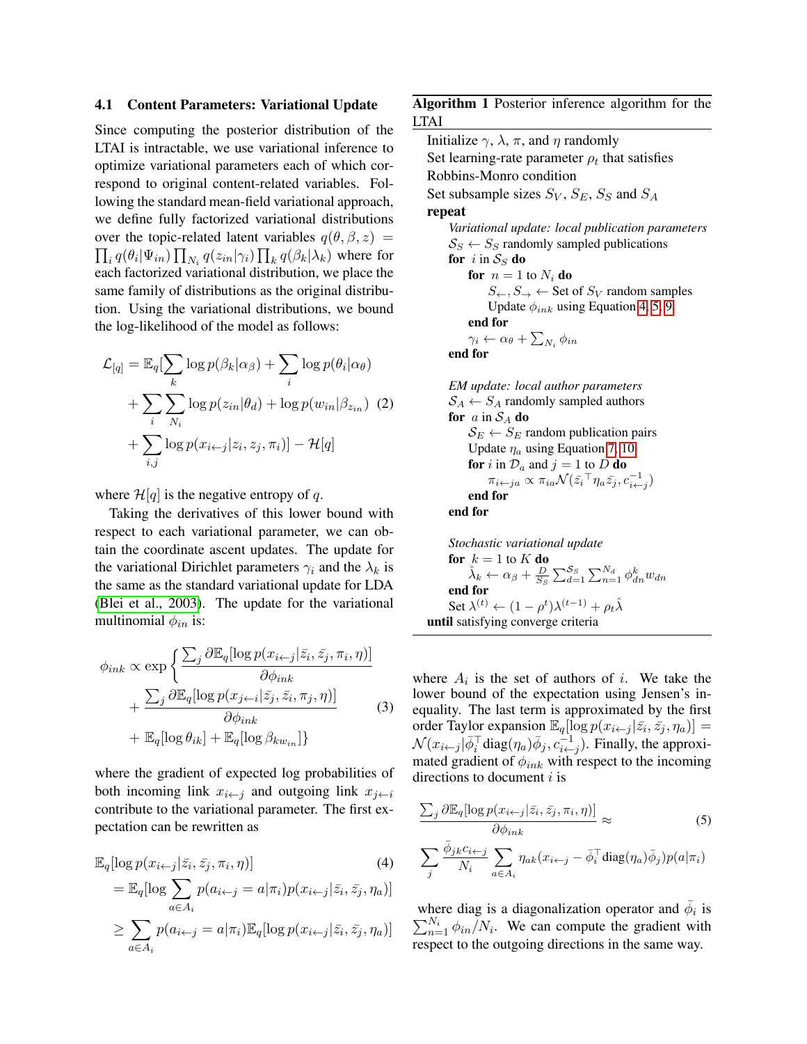### 4.1 Content Parameters: Variational Update

Since computing the posterior distribution of the LTAI is intractable, we use variational inference to optimize variational parameters each of which correspond to original content-related variables. Following the standard mean-field variational approach, we define fully factorized variational distributions over the topic-related latent variables $q(\theta, \beta, z) = \prod_i q(\theta_i|\Psi_{in}) \prod_{N_i} q(z_{in}|\gamma_i) \prod_k q(\beta_k|\lambda_k)$ where for each factorized variational distribution, we place the same family of distributions as the original distribution. Using the variational distributions, we bound the log-likelihood of the model as follows:

$$
\begin{aligned}
\mathcal{L}_{[q]} = \mathbb{E}_q[&\sum_k \log p(\beta_k|\alpha_\beta) + \sum_i \log p(\theta_i|\alpha_\theta) \\
&+ \sum_i \sum_{N_i} \log p(z_{in}|\theta_d) + \log p(w_{in}|\beta_{z_{in}}) \\
&+ \sum_{i,j} \log p(x_{i \leftarrow j}|z_i, z_j, \pi_i)] - \mathcal{H}[q]
\end{aligned} \tag{2}
$$

where $\mathcal{H}[q]$ is the negative entropy of $q$.

Taking the derivatives of this lower bound with respect to each variational parameter, we can obtain the coordinate ascent updates. The update for the variational Dirichlet parameters $\gamma_i$ and the $\lambda_k$ is the same as the standard variational update for LDA (Blei et al., 2003). The update for the variational multinomial $\phi_{in}$ is:

$$
\begin{aligned}
\phi_{ink} \propto \exp\Big\{ &\frac{\sum_j \partial \mathbb{E}_q[\log p(x_{i \leftarrow j}|\bar{z}_i, \bar{z}_j, \pi_i, \eta)]}{\partial \phi_{ink}} \\
&+ \frac{\sum_j \partial \mathbb{E}_q[\log p(x_{j \leftarrow i}|\bar{z}_j, \bar{z}_i, \pi_j, \eta)]}{\partial \phi_{ink}} \\
&+ \mathbb{E}_q[\log \theta_{ik}] + \mathbb{E}_q[\log \beta_{k w_{in}}] \Big\}
\end{aligned} \tag{3}
$$

where the gradient of expected log probabilities of both incoming link $x_{i \leftarrow j}$ and outgoing link $x_{j \leftarrow i}$ contribute to the variational parameter. The first expectation can be rewritten as

$$
\begin{aligned}
&\mathbb{E}_q[\log p(x_{i \leftarrow j}|\bar{z}_i, \bar{z}_j, \pi_i, \eta)] \\
&= \mathbb{E}_q[\log \sum_{a \in A_i} p(a_{i \leftarrow j} = a|\pi_i) p(x_{i \leftarrow j}|\bar{z}_i, \bar{z}_j, \eta_a)] \\
&\geq \sum_{a \in A_i} p(a_{i \leftarrow j} = a|\pi_i) \mathbb{E}_q[\log p(x_{i \leftarrow j}|\bar{z}_i, \bar{z}_j, \eta_a)]
\end{aligned} \tag{4}
$$

**Algorithm 1** Posterior inference algorithm for the LTAI

```
Initialize γ, λ, π, and η randomly
Set learning-rate parameter ρ_t that satisfies
Robbins-Monro condition
Set subsample sizes S_V, S_E, S_S and S_A
repeat
    Variational update: local publication parameters
    𝒮_S ← S_S randomly sampled publications
    for i in 𝒮_S do
        for n = 1 to N_i do
            S_←, S_→ ← Set of S_V random samples
            Update φ_ink using Equation 4, 5, 9
        end for
        γ_i ← α_θ + Σ_{N_i} φ_in
    end for

    EM update: local author parameters
    𝒮_A ← S_A randomly sampled authors
    for a in 𝒮_A do
        𝒮_E ← S_E random publication pairs
        Update η_a using Equation 7, 10
        for i in 𝒟_a and j = 1 to D do
            π_{i←ja} ∝ π_ia 𝒩(z̄_i^⊤ η_a z̄_j, c_{i←j}^{-1})
        end for
    end for

    Stochastic variational update
    for k = 1 to K do
        λ̂_k ← α_β + (D/S_S) Σ_{d=1}^{𝒮_S} Σ_{n=1}^{N_d} φ_dn^k w_dn
    end for
    Set λ^(t) ← (1 − ρ^t) λ^(t−1) + ρ_t λ̂
until satisfying converge criteria
```

where $A_i$ is the set of authors of $i$. We take the lower bound of the expectation using Jensen's inequality. The last term is approximated by the first order Taylor expansion $\mathbb{E}_q[\log p(x_{i \leftarrow j}|\bar{z}_i, \bar{z}_j, \eta_a)] = \mathcal{N}(x_{i \leftarrow j}|\bar{\phi}_i^\top \text{diag}(\eta_a) \bar{\phi}_j, c_{i \leftarrow j}^{-1})$. Finally, the approximated gradient of $\phi_{ink}$ with respect to the incoming directions to document $i$ is

$$
\begin{aligned}
&\frac{\sum_j \partial \mathbb{E}_q[\log p(x_{i \leftarrow j}|\bar{z}_i, \bar{z}_j, \pi_i, \eta)]}{\partial \phi_{ink}} \approx \\
&\sum_j \frac{\bar{\phi}_{jk} c_{i \leftarrow j}}{N_i} \sum_{a \in A_i} \eta_{ak} (x_{i \leftarrow j} - \bar{\phi}_i^\top \text{diag}(\eta_a) \bar{\phi}_j) p(a|\pi_i)
\end{aligned} \tag{5}
$$

where diag is a diagonalization operator and $\bar{\phi}_i$ is $\sum_{n=1}^{N_i} \phi_{in}/N_i$. We can compute the gradient with respect to the outgoing directions in the same way.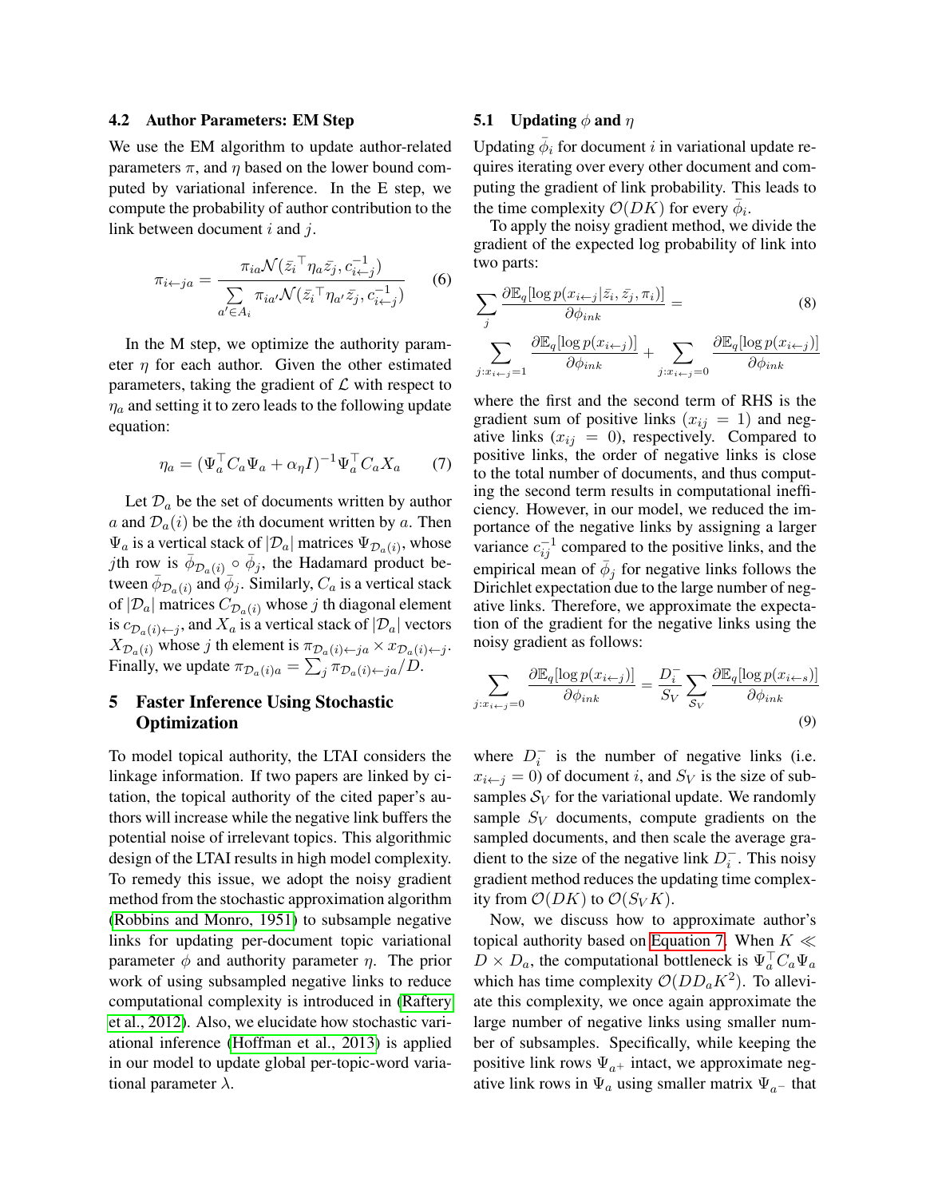### 4.2 Author Parameters: EM Step

We use the EM algorithm to update author-related parameters $\pi$, and $\eta$ based on the lower bound computed by variational inference. In the E step, we compute the probability of author contribution to the link between document $i$ and $j$.

$$\pi_{i \leftarrow ja} = \frac{\pi_{ia} \mathcal{N}(\bar{z}_i^\top \eta_a \bar{z}_j, c_{i \leftarrow j}^{-1})}{\sum_{a' \in A_i} \pi_{ia'} \mathcal{N}(\bar{z}_i^\top \eta_{a'} \bar{z}_j, c_{i \leftarrow j}^{-1})} \tag{6}$$

In the M step, we optimize the authority parameter $\eta$ for each author. Given the other estimated parameters, taking the gradient of $\mathcal{L}$ with respect to $\eta_a$ and setting it to zero leads to the following update equation:

$$\eta_a = (\Psi_a^\top C_a \Psi_a + \alpha_\eta I)^{-1} \Psi_a^\top C_a X_a \tag{7}$$

Let $\mathcal{D}_a$ be the set of documents written by author $a$ and $\mathcal{D}_a(i)$ be the $i$th document written by $a$. Then $\Psi_a$ is a vertical stack of $|\mathcal{D}_a|$ matrices $\Psi_{\mathcal{D}_a(i)}$, whose $j$th row is $\bar{\phi}_{\mathcal{D}_a(i)} \circ \bar{\phi}_j$, the Hadamard product between $\bar{\phi}_{\mathcal{D}_a(i)}$ and $\bar{\phi}_j$. Similarly, $C_a$ is a vertical stack of $|\mathcal{D}_a|$ matrices $C_{\mathcal{D}_a(i)}$ whose $j$ th diagonal element is $c_{\mathcal{D}_a(i) \leftarrow j}$, and $X_a$ is a vertical stack of $|\mathcal{D}_a|$ vectors $X_{\mathcal{D}_a(i)}$ whose $j$ th element is $\pi_{\mathcal{D}_a(i) \leftarrow ja} \times x_{\mathcal{D}_a(i) \leftarrow j}$. Finally, we update $\pi_{\mathcal{D}_a(i)a} = \sum_j \pi_{\mathcal{D}_a(i) \leftarrow ja} / D$.

## 5 Faster Inference Using Stochastic Optimization

To model topical authority, the LTAI considers the linkage information. If two papers are linked by citation, the topical authority of the cited paper's authors will increase while the negative link buffers the potential noise of irrelevant topics. This algorithmic design of the LTAI results in high model complexity. To remedy this issue, we adopt the noisy gradient method from the stochastic approximation algorithm (Robbins and Monro, 1951) to subsample negative links for updating per-document topic variational parameter $\phi$ and authority parameter $\eta$. The prior work of using subsampled negative links to reduce computational complexity is introduced in (Raftery et al., 2012). Also, we elucidate how stochastic variational inference (Hoffman et al., 2013) is applied in our model to update global per-topic-word variational parameter $\lambda$.

### 5.1 Updating $\phi$ and $\eta$

Updating $\bar{\phi}_i$ for document $i$ in variational update requires iterating over every other document and computing the gradient of link probability. This leads to the time complexity $\mathcal{O}(DK)$ for every $\bar{\phi}_i$.

To apply the noisy gradient method, we divide the gradient of the expected log probability of link into two parts:

$$\sum_j \frac{\partial \mathbb{E}_q[\log p(x_{i \leftarrow j} | \bar{z}_i, \bar{z}_j, \pi_i)]}{\partial \phi_{ink}} = \sum_{j : x_{i \leftarrow j} = 1} \frac{\partial \mathbb{E}_q[\log p(x_{i \leftarrow j})]}{\partial \phi_{ink}} + \sum_{j : x_{i \leftarrow j} = 0} \frac{\partial \mathbb{E}_q[\log p(x_{i \leftarrow j})]}{\partial \phi_{ink}} \tag{8}$$

where the first and the second term of RHS is the gradient sum of positive links ($x_{ij} = 1$) and negative links ($x_{ij} = 0$), respectively. Compared to positive links, the order of negative links is close to the total number of documents, and thus computing the second term results in computational inefficiency. However, in our model, we reduced the importance of the negative links by assigning a larger variance $c_{ij}^{-1}$ compared to the positive links, and the empirical mean of $\bar{\phi}_j$ for negative links follows the Dirichlet expectation due to the large number of negative links. Therefore, we approximate the expectation of the gradient for the negative links using the noisy gradient as follows:

$$\sum_{j : x_{i \leftarrow j} = 0} \frac{\partial \mathbb{E}_q[\log p(x_{i \leftarrow j})]}{\partial \phi_{ink}} = \frac{D_i^-}{S_V} \sum_{\mathcal{S}_V} \frac{\partial \mathbb{E}_q[\log p(x_{i \leftarrow s})]}{\partial \phi_{ink}} \tag{9}$$

where $D_i^-$ is the number of negative links (i.e. $x_{i \leftarrow j} = 0$) of document $i$, and $S_V$ is the size of subsamples $\mathcal{S}_V$ for the variational update. We randomly sample $S_V$ documents, compute gradients on the sampled documents, and then scale the average gradient to the size of the negative link $D_i^-$. This noisy gradient method reduces the updating time complexity from $\mathcal{O}(DK)$ to $\mathcal{O}(S_V K)$.

Now, we discuss how to approximate author's topical authority based on Equation 7. When $K \ll D \times D_a$, the computational bottleneck is $\Psi_a^\top C_a \Psi_a$ which has time complexity $\mathcal{O}(DD_aK^2)$. To alleviate this complexity, we once again approximate the large number of negative links using smaller number of subsamples. Specifically, while keeping the positive link rows $\Psi_{a^+}$ intact, we approximate negative link rows in $\Psi_a$ using smaller matrix $\Psi_{a^-}$ that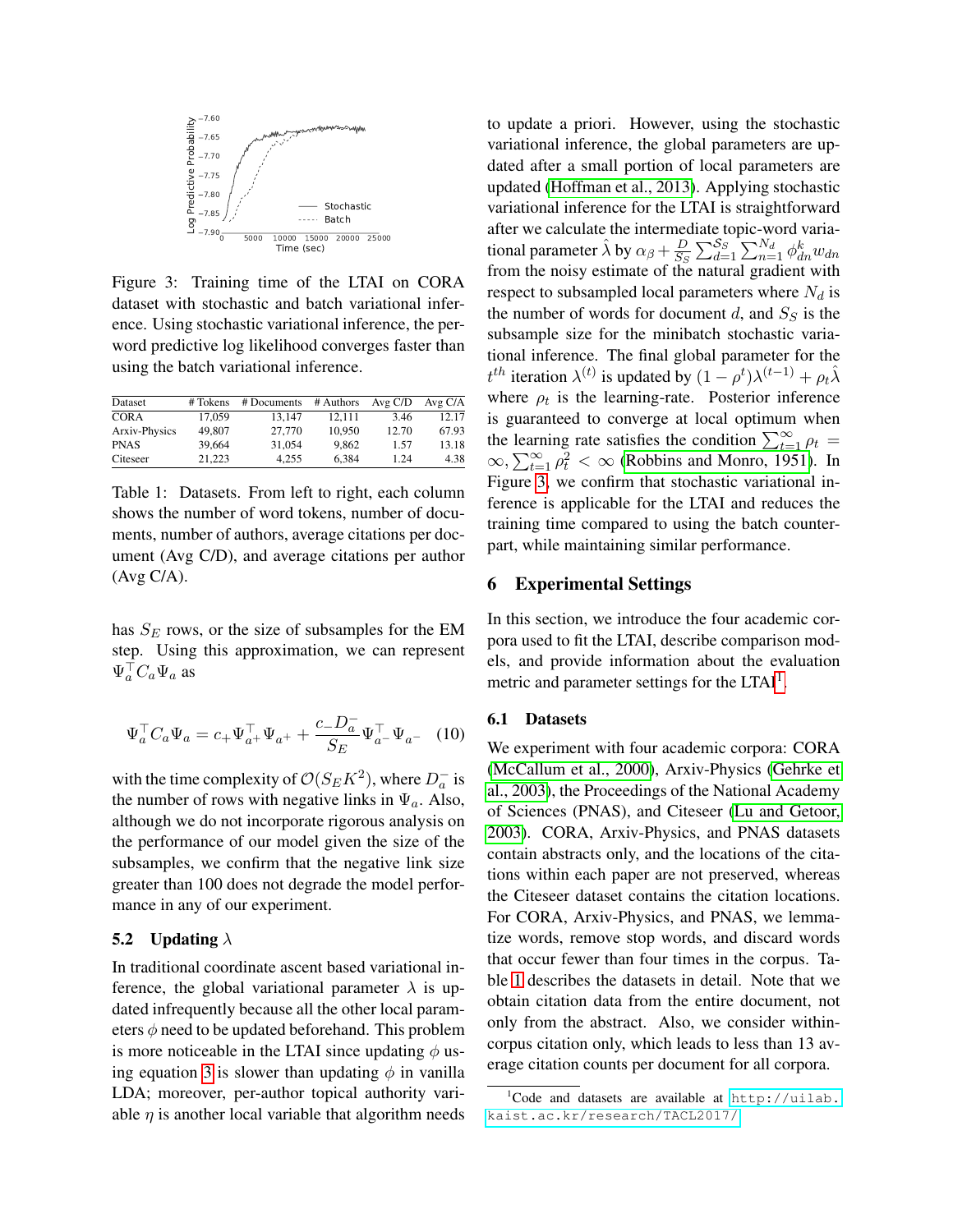−7.60
−7.65
−7.70
−7.75
−7.80
−7.85
−7.90
Log Predictive Probability
0 5000 10000 15000 20000 25000
Time (sec)
Stochastic
Batch

Figure 3: Training time of the LTAI on CORA dataset with stochastic and batch variational inference. Using stochastic variational inference, the per-word predictive log likelihood converges faster than using the batch variational inference.

| Dataset | # Tokens | # Documents | # Authors | Avg C/D | Avg C/A |
|---|---|---|---|---|---|
| CORA | 17,059 | 13,147 | 12,111 | 3.46 | 12.17 |
| Arxiv-Physics | 49,807 | 27,770 | 10,950 | 12.70 | 67.93 |
| PNAS | 39,664 | 31,054 | 9,862 | 1.57 | 13.18 |
| Citeseer | 21,223 | 4,255 | 6,384 | 1.24 | 4.38 |

Table 1: Datasets. From left to right, each column shows the number of word tokens, number of documents, number of authors, average citations per document (Avg C/D), and average citations per author (Avg C/A).

has $S_E$ rows, or the size of subsamples for the EM step. Using this approximation, we can represent $\Psi_a^\top C_a \Psi_a$ as

$$\Psi_a^\top C_a \Psi_a = c_+ \Psi_{a^+}^\top \Psi_{a^+} + \frac{c_- D_a^-}{S_E} \Psi_{a^-}^\top \Psi_{a^-} \quad (10)$$

with the time complexity of $\mathcal{O}(S_E K^2)$, where $D_a^-$ is the number of rows with negative links in $\Psi_a$. Also, although we do not incorporate rigorous analysis on the performance of our model given the size of the subsamples, we confirm that the negative link size greater than 100 does not degrade the model performance in any of our experiment.

### 5.2 Updating $\lambda$

In traditional coordinate ascent based variational inference, the global variational parameter $\lambda$ is updated infrequently because all the other local parameters $\phi$ need to be updated beforehand. This problem is more noticeable in the LTAI since updating $\phi$ using equation 3 is slower than updating $\phi$ in vanilla LDA; moreover, per-author topical authority variable $\eta$ is another local variable that algorithm needs to update a priori. However, using the stochastic variational inference, the global parameters are updated after a small portion of local parameters are updated (Hoffman et al., 2013). Applying stochastic variational inference for the LTAI is straightforward after we calculate the intermediate topic-word variational parameter $\hat{\lambda}$ by $\alpha_\beta + \frac{D}{S_S}\sum_{d=1}^{S_S}\sum_{n=1}^{N_d}\phi_{dn}^k w_{dn}$ from the noisy estimate of the natural gradient with respect to subsampled local parameters where $N_d$ is the number of words for document $d$, and $S_S$ is the subsample size for the minibatch stochastic variational inference. The final global parameter for the $t^{th}$ iteration $\lambda^{(t)}$ is updated by $(1-\rho^t)\lambda^{(t-1)} + \rho_t\hat{\lambda}$ where $\rho_t$ is the learning-rate. Posterior inference is guaranteed to converge at local optimum when the learning rate satisfies the condition $\sum_{t=1}^{\infty}\rho_t = \infty, \sum_{t=1}^{\infty}\rho_t^2 < \infty$ (Robbins and Monro, 1951). In Figure 3, we confirm that stochastic variational inference is applicable for the LTAI and reduces the training time compared to using the batch counterpart, while maintaining similar performance.

## 6 Experimental Settings

In this section, we introduce the four academic corpora used to fit the LTAI, describe comparison models, and provide information about the evaluation metric and parameter settings for the LTAI[1].

### 6.1 Datasets

We experiment with four academic corpora: CORA (McCallum et al., 2000), Arxiv-Physics (Gehrke et al., 2003), the Proceedings of the National Academy of Sciences (PNAS), and Citeseer (Lu and Getoor, 2003). CORA, Arxiv-Physics, and PNAS datasets contain abstracts only, and the locations of the citations within each paper are not preserved, whereas the Citeseer dataset contains the citation locations. For CORA, Arxiv-Physics, and PNAS, we lemmatize words, remove stop words, and discard words that occur fewer than four times in the corpus. Table 1 describes the datasets in detail. Note that we obtain citation data from the entire document, not only from the abstract. Also, we consider within-corpus citation only, which leads to less than 13 average citation counts per document for all corpora.

[1] Code and datasets are available at http://uilab.kaist.ac.kr/research/TACL2017/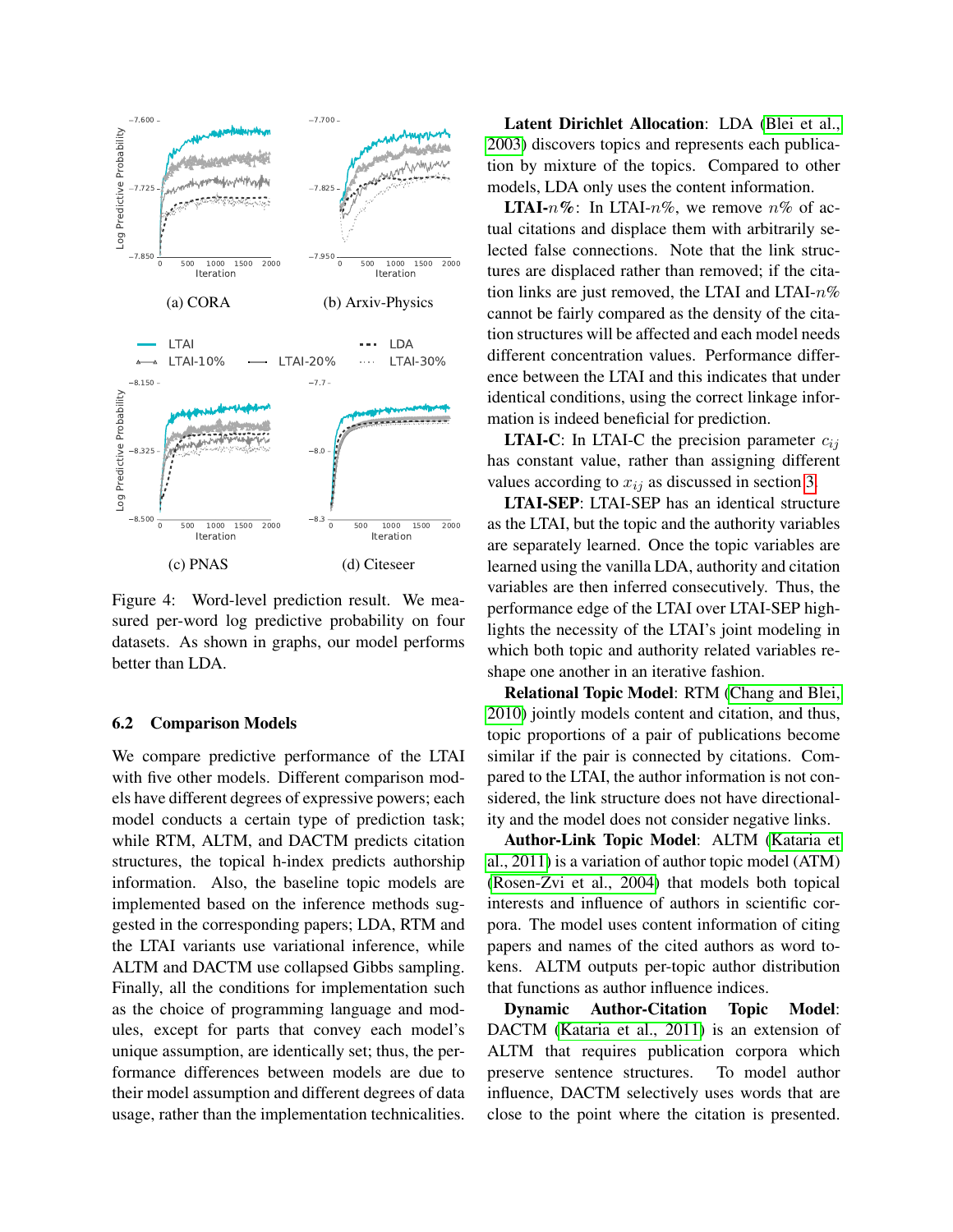−7.600
−7.725
−7.850
Log Predictive Probability
0 500 1000 1500 2000
Iteration

(a) CORA

−7.700
−7.825
−7.950
0 500 1000 1500 2000
Iteration

(b) Arxiv-Physics

LTAI
LDA
LTAI-10%
LTAI-20%
LTAI-30%

−8.150
−8.325
−8.500
Log Predictive Probability
0 500 1000 1500 2000
Iteration

(c) PNAS

−7.7
−8.0
−8.3
0 500 1000 1500 2000
Iteration

(d) Citeseer

Figure 4: Word-level prediction result. We measured per-word log predictive probability on four datasets. As shown in graphs, our model performs better than LDA.

## 6.2 Comparison Models

We compare predictive performance of the LTAI with five other models. Different comparison models have different degrees of expressive powers; each model conducts a certain type of prediction task; while RTM, ALTM, and DACTM predicts citation structures, the topical h-index predicts authorship information. Also, the baseline topic models are implemented based on the inference methods suggested in the corresponding papers; LDA, RTM and the LTAI variants use variational inference, while ALTM and DACTM use collapsed Gibbs sampling. Finally, all the conditions for implementation such as the choice of programming language and modules, except for parts that convey each model's unique assumption, are identically set; thus, the performance differences between models are due to their model assumption and different degrees of data usage, rather than the implementation technicalities.

**Latent Dirichlet Allocation**: LDA (Blei et al., 2003) discovers topics and represents each publication by mixture of the topics. Compared to other models, LDA only uses the content information.

**LTAI-$n$%**: In LTAI-$n$%, we remove $n$% of actual citations and displace them with arbitrarily selected false connections. Note that the link structures are displaced rather than removed; if the citation links are just removed, the LTAI and LTAI-$n$% cannot be fairly compared as the density of the citation structures will be affected and each model needs different concentration values. Performance difference between the LTAI and this indicates that under identical conditions, using the correct linkage information is indeed beneficial for prediction.

**LTAI-C**: In LTAI-C the precision parameter $c_{ij}$ has constant value, rather than assigning different values according to $x_{ij}$ as discussed in section 3.

**LTAI-SEP**: LTAI-SEP has an identical structure as the LTAI, but the topic and the authority variables are separately learned. Once the topic variables are learned using the vanilla LDA, authority and citation variables are then inferred consecutively. Thus, the performance edge of the LTAI over LTAI-SEP highlights the necessity of the LTAI's joint modeling in which both topic and authority related variables reshape one another in an iterative fashion.

**Relational Topic Model**: RTM (Chang and Blei, 2010) jointly models content and citation, and thus, topic proportions of a pair of publications become similar if the pair is connected by citations. Compared to the LTAI, the author information is not considered, the link structure does not have directionality and the model does not consider negative links.

**Author-Link Topic Model**: ALTM (Kataria et al., 2011) is a variation of author topic model (ATM) (Rosen-Zvi et al., 2004) that models both topical interests and influence of authors in scientific corpora. The model uses content information of citing papers and names of the cited authors as word tokens. ALTM outputs per-topic author distribution that functions as author influence indices.

**Dynamic Author-Citation Topic Model**: DACTM (Kataria et al., 2011) is an extension of ALTM that requires publication corpora which preserve sentence structures. To model author influence, DACTM selectively uses words that are close to the point where the citation is presented.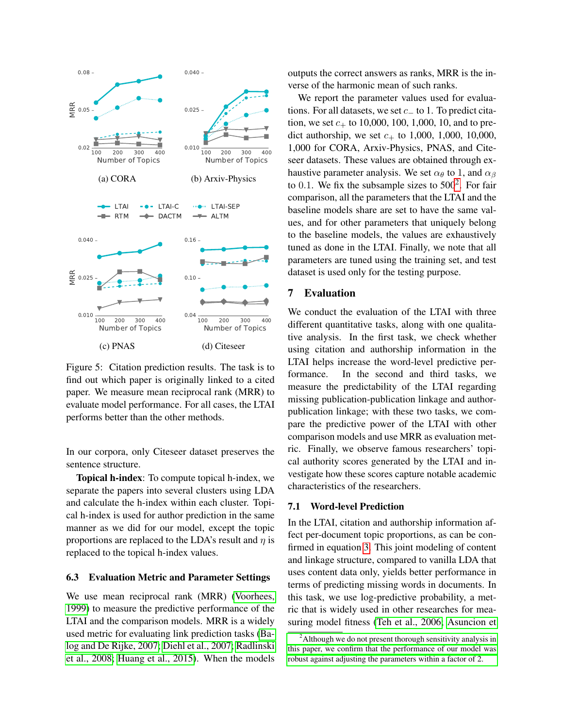0.08
MRR 0.05
0.02
100 200 300 400
Number of Topics

(a) CORA

0.040
0.025
0.010
100 200 300 400
Number of Topics

(b) Arxiv-Physics

LTAI LTAI-C LTAI-SEP
RTM DACTM ALTM

0.040
MRR 0.025
0.010
100 200 300 400
Number of Topics

(c) PNAS

0.16
0.10
0.04
100 200 300 400
Number of Topics

(d) Citeseer

Figure 5: Citation prediction results. The task is to find out which paper is originally linked to a cited paper. We measure mean reciprocal rank (MRR) to evaluate model performance. For all cases, the LTAI performs better than the other methods.

In our corpora, only Citeseer dataset preserves the sentence structure.

**Topical h-index**: To compute topical h-index, we separate the papers into several clusters using LDA and calculate the h-index within each cluster. Topical h-index is used for author prediction in the same manner as we did for our model, except the topic proportions are replaced to the LDA's result and $\eta$ is replaced to the topical h-index values.

### 6.3 Evaluation Metric and Parameter Settings

We use mean reciprocal rank (MRR) (Voorhees, 1999) to measure the predictive performance of the LTAI and the comparison models. MRR is a widely used metric for evaluating link prediction tasks (Balog and De Rijke, 2007; Diehl et al., 2007; Radlinski et al., 2008; Huang et al., 2015). When the models outputs the correct answers as ranks, MRR is the inverse of the harmonic mean of such ranks.

We report the parameter values used for evaluations. For all datasets, we set $c_-$ to 1. To predict citation, we set $c_+$ to 10,000, 100, 1,000, 10, and to predict authorship, we set $c_+$ to 1,000, 1,000, 10,000, 1,000 for CORA, Arxiv-Physics, PNAS, and Citeseer datasets. These values are obtained through exhaustive parameter analysis. We set $\alpha_\theta$ to 1, and $\alpha_\beta$ to 0.1. We fix the subsample sizes to 500[2]. For fair comparison, all the parameters that the LTAI and the baseline models share are set to have the same values, and for other parameters that uniquely belong to the baseline models, the values are exhaustively tuned as done in the LTAI. Finally, we note that all parameters are tuned using the training set, and test dataset is used only for the testing purpose.

## 7 Evaluation

We conduct the evaluation of the LTAI with three different quantitative tasks, along with one qualitative analysis. In the first task, we check whether using citation and authorship information in the LTAI helps increase the word-level predictive performance. In the second and third tasks, we measure the predictability of the LTAI regarding missing publication-publication linkage and author-publication linkage; with these two tasks, we compare the predictive power of the LTAI with other comparison models and use MRR as evaluation metric. Finally, we observe famous researchers' topical authority scores generated by the LTAI and investigate how these scores capture notable academic characteristics of the researchers.

### 7.1 Word-level Prediction

In the LTAI, citation and authorship information affect per-document topic proportions, as can be confirmed in equation 3. This joint modeling of content and linkage structure, compared to vanilla LDA that uses content data only, yields better performance in terms of predicting missing words in documents. In this task, we use log-predictive probability, a metric that is widely used in other researches for measuring model fitness (Teh et al., 2006; Asuncion et

[2] Although we do not present thorough sensitivity analysis in this paper, we confirm that the performance of our model was robust against adjusting the parameters within a factor of 2.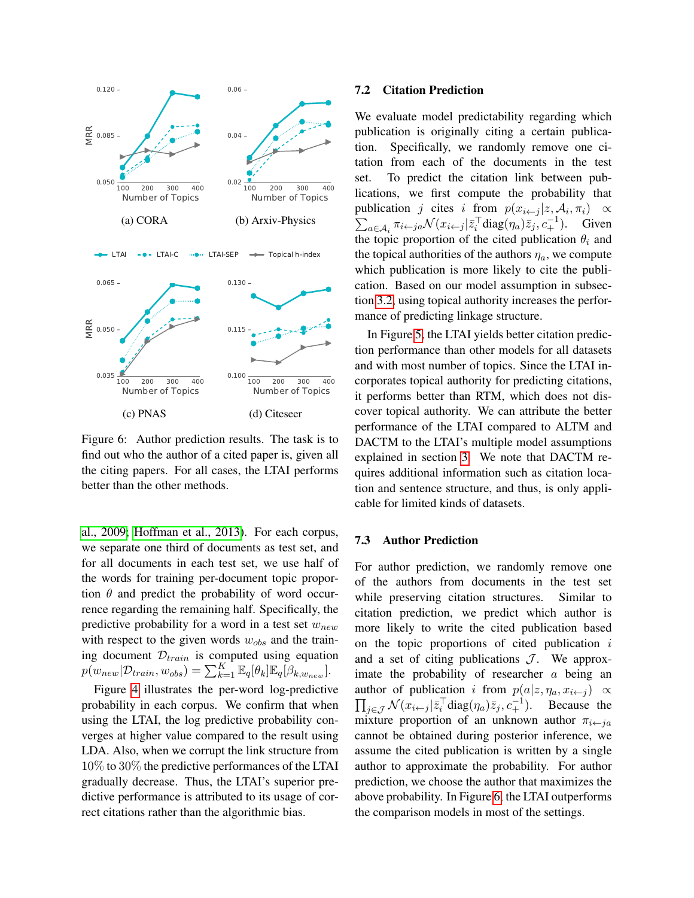0.120
0.085
0.050
MRR
100 200 300 400
Number of Topics

(a) CORA

0.06
0.04
0.02
100 200 300 400
Number of Topics

(b) Arxiv-Physics

LTAI LTAI-C LTAI-SEP Topical h-index

0.065
0.050
0.035
MRR
100 200 300 400
Number of Topics

(c) PNAS

0.130
0.115
0.100
100 200 300 400
Number of Topics

(d) Citeseer

Figure 6: Author prediction results. The task is to find out who the author of a cited paper is, given all the citing papers. For all cases, the LTAI performs better than the other methods.

al., 2009; Hoffman et al., 2013). For each corpus, we separate one third of documents as test set, and for all documents in each test set, we use half of the words for training per-document topic proportion $\theta$ and predict the probability of word occurrence regarding the remaining half. Specifically, the predictive probability for a word in a test set $w_{new}$ with respect to the given words $w_{obs}$ and the training document $\mathcal{D}_{train}$ is computed using equation $p(w_{new}|\mathcal{D}_{train}, w_{obs}) = \sum_{k=1}^{K} \mathbb{E}_q[\theta_k]\mathbb{E}_q[\beta_{k,w_{new}}]$.

Figure 4 illustrates the per-word log-predictive probability in each corpus. We confirm that when using the LTAI, the log predictive probability converges at higher value compared to the result using LDA. Also, when we corrupt the link structure from $10\%$ to $30\%$ the predictive performances of the LTAI gradually decrease. Thus, the LTAI's superior predictive performance is attributed to its usage of correct citations rather than the algorithmic bias.

### 7.2 Citation Prediction

We evaluate model predictability regarding which publication is originally citing a certain publication. Specifically, we randomly remove one citation from each of the documents in the test set. To predict the citation link between publications, we first compute the probability that publication $j$ cites $i$ from $p(x_{i\leftarrow j}|z, \mathcal{A}_i, \pi_i) \propto \sum_{a \in \mathcal{A}_i} \pi_{i\leftarrow ja} \mathcal{N}(x_{i\leftarrow j}|\bar{z}_i^{\top} \text{diag}(\eta_a)\bar{z}_j, c_+^{-1})$. Given the topic proportion of the cited publication $\theta_i$ and the topical authorities of the authors $\eta_a$, we compute which publication is more likely to cite the publication. Based on our model assumption in subsection 3.2, using topical authority increases the performance of predicting linkage structure.

In Figure 5, the LTAI yields better citation prediction performance than other models for all datasets and with most number of topics. Since the LTAI incorporates topical authority for predicting citations, it performs better than RTM, which does not discover topical authority. We can attribute the better performance of the LTAI compared to ALTM and DACTM to the LTAI's multiple model assumptions explained in section 3. We note that DACTM requires additional information such as citation location and sentence structure, and thus, is only applicable for limited kinds of datasets.

### 7.3 Author Prediction

For author prediction, we randomly remove one of the authors from documents in the test set while preserving citation structures. Similar to citation prediction, we predict which author is more likely to write the cited publication based on the topic proportions of cited publication $i$ and a set of citing publications $\mathcal{J}$. We approximate the probability of researcher $a$ being an author of publication $i$ from $p(a|z, \eta_a, x_{i\leftarrow j}) \propto \prod_{j \in \mathcal{J}} \mathcal{N}(x_{i\leftarrow j}|\bar{z}_i^{\top} \text{diag}(\eta_a)\bar{z}_j, c_+^{-1})$. Because the mixture proportion of an unknown author $\pi_{i\leftarrow ja}$ cannot be obtained during posterior inference, we assume the cited publication is written by a single author to approximate the probability. For author prediction, we choose the author that maximizes the above probability. In Figure 6, the LTAI outperforms the comparison models in most of the settings.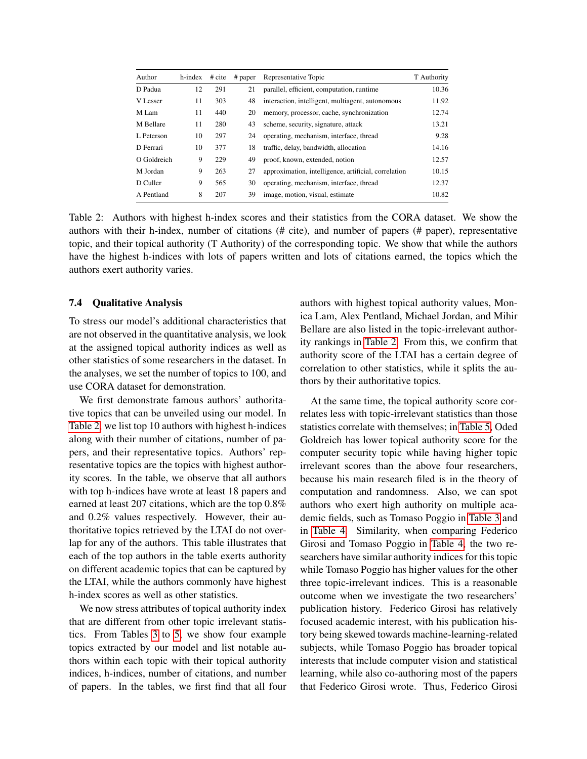| Author | h-index | # cite | # paper | Representative Topic | T Authority |
|---|---|---|---|---|---|
| D Padua | 12 | 291 | 21 | parallel, efficient, computation, runtime | 10.36 |
| V Lesser | 11 | 303 | 48 | interaction, intelligent, multiagent, autonomous | 11.92 |
| M Lam | 11 | 440 | 20 | memory, processor, cache, synchronization | 12.74 |
| M Bellare | 11 | 280 | 43 | scheme, security, signature, attack | 13.21 |
| L Peterson | 10 | 297 | 24 | operating, mechanism, interface, thread | 9.28 |
| D Ferrari | 10 | 377 | 18 | traffic, delay, bandwidth, allocation | 14.16 |
| O Goldreich | 9 | 229 | 49 | proof, known, extended, notion | 12.57 |
| M Jordan | 9 | 263 | 27 | approximation, intelligence, artificial, correlation | 10.15 |
| D Culler | 9 | 565 | 30 | operating, mechanism, interface, thread | 12.37 |
| A Pentland | 8 | 207 | 39 | image, motion, visual, estimate | 10.82 |

Table 2: Authors with highest h-index scores and their statistics from the CORA dataset. We show the authors with their h-index, number of citations (# cite), and number of papers (# paper), representative topic, and their topical authority (T Authority) of the corresponding topic. We show that while the authors have the highest h-indices with lots of papers written and lots of citations earned, the topics which the authors exert authority varies.

### 7.4 Qualitative Analysis

To stress our model's additional characteristics that are not observed in the quantitative analysis, we look at the assigned topical authority indices as well as other statistics of some researchers in the dataset. In the analyses, we set the number of topics to 100, and use CORA dataset for demonstration.

We first demonstrate famous authors' authoritative topics that can be unveiled using our model. In Table 2, we list top 10 authors with highest h-indices along with their number of citations, number of papers, and their representative topics. Authors' representative topics are the topics with highest authority scores. In the table, we observe that all authors with top h-indices have wrote at least 18 papers and earned at least 207 citations, which are the top 0.8% and 0.2% values respectively. However, their authoritative topics retrieved by the LTAI do not overlap for any of the authors. This table illustrates that each of the top authors in the table exerts authority on different academic topics that can be captured by the LTAI, while the authors commonly have highest h-index scores as well as other statistics.

We now stress attributes of topical authority index that are different from other topic irrelevant statistics. From Tables 3 to 5, we show four example topics extracted by our model and list notable authors within each topic with their topical authority indices, h-indices, number of citations, and number of papers. In the tables, we first find that all four authors with highest topical authority values, Monica Lam, Alex Pentland, Michael Jordan, and Mihir Bellare are also listed in the topic-irrelevant authority rankings in Table 2. From this, we confirm that authority score of the LTAI has a certain degree of correlation to other statistics, while it splits the authors by their authoritative topics.

At the same time, the topical authority score correlates less with topic-irrelevant statistics than those statistics correlate with themselves; in Table 5, Oded Goldreich has lower topical authority score for the computer security topic while having higher topic irrelevant scores than the above four researchers, because his main research filed is in the theory of computation and randomness. Also, we can spot authors who exert high authority on multiple academic fields, such as Tomaso Poggio in Table 3 and in Table 4. Similarity, when comparing Federico Girosi and Tomaso Poggio in Table 4, the two researchers have similar authority indices for this topic while Tomaso Poggio has higher values for the other three topic-irrelevant indices. This is a reasonable outcome when we investigate the two researchers' publication history. Federico Girosi has relatively focused academic interest, with his publication history being skewed towards machine-learning-related subjects, while Tomaso Poggio has broader topical interests that include computer vision and statistical learning, while also co-authoring most of the papers that Federico Girosi wrote. Thus, Federico Girosi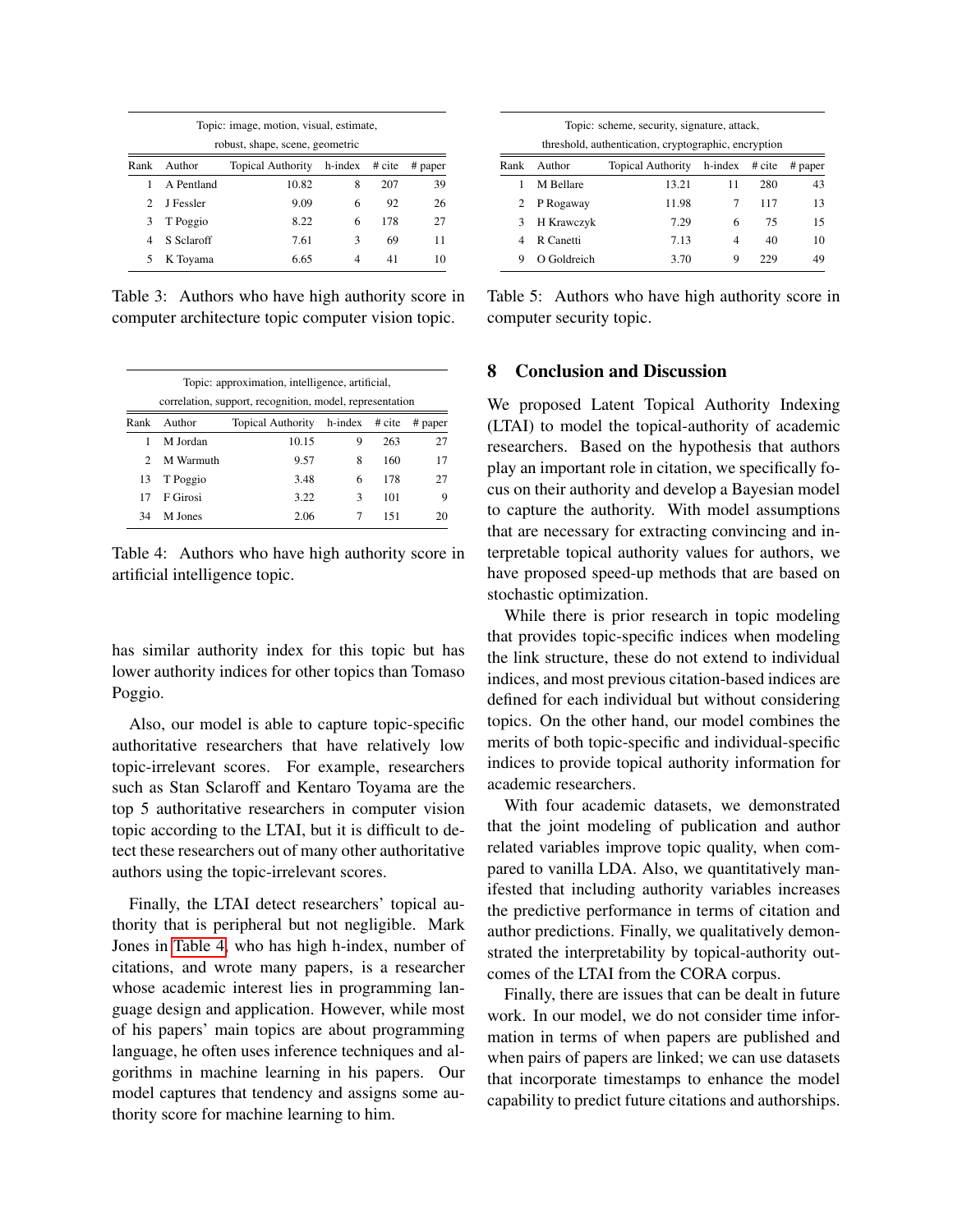| Topic: image, motion, visual, estimate, robust, shape, scene, geometric | | | | | |
|---|---|---|---|---|---|
| Rank | Author | Topical Authority | h-index | # cite | # paper |
| 1 | A Pentland | 10.82 | 8 | 207 | 39 |
| 2 | J Fessler | 9.09 | 6 | 92 | 26 |
| 3 | T Poggio | 8.22 | 6 | 178 | 27 |
| 4 | S Sclaroff | 7.61 | 3 | 69 | 11 |
| 5 | K Toyama | 6.65 | 4 | 41 | 10 |

Table 3: Authors who have high authority score in computer architecture topic computer vision topic.

| Topic: approximation, intelligence, artificial, correlation, support, recognition, model, representation | | | | | |
|---|---|---|---|---|---|
| Rank | Author | Topical Authority | h-index | # cite | # paper |
| 1 | M Jordan | 10.15 | 9 | 263 | 27 |
| 2 | M Warmuth | 9.57 | 8 | 160 | 17 |
| 13 | T Poggio | 3.48 | 6 | 178 | 27 |
| 17 | F Girosi | 3.22 | 3 | 101 | 9 |
| 34 | M Jones | 2.06 | 7 | 151 | 20 |

Table 4: Authors who have high authority score in artificial intelligence topic.

has similar authority index for this topic but has lower authority indices for other topics than Tomaso Poggio.

Also, our model is able to capture topic-specific authoritative researchers that have relatively low topic-irrelevant scores. For example, researchers such as Stan Sclaroff and Kentaro Toyama are the top 5 authoritative researchers in computer vision topic according to the LTAI, but it is difficult to detect these researchers out of many other authoritative authors using the topic-irrelevant scores.

Finally, the LTAI detect researchers' topical authority that is peripheral but not negligible. Mark Jones in Table 4, who has high h-index, number of citations, and wrote many papers, is a researcher whose academic interest lies in programming language design and application. However, while most of his papers' main topics are about programming language, he often uses inference techniques and algorithms in machine learning in his papers. Our model captures that tendency and assigns some authority score for machine learning to him.

| Topic: scheme, security, signature, attack, threshold, authentication, cryptographic, encryption | | | | | |
|---|---|---|---|---|---|
| Rank | Author | Topical Authority | h-index | # cite | # paper |
| 1 | M Bellare | 13.21 | 11 | 280 | 43 |
| 2 | P Rogaway | 11.98 | 7 | 117 | 13 |
| 3 | H Krawczyk | 7.29 | 6 | 75 | 15 |
| 4 | R Canetti | 7.13 | 4 | 40 | 10 |
| 9 | O Goldreich | 3.70 | 9 | 229 | 49 |

Table 5: Authors who have high authority score in computer security topic.

## 8 Conclusion and Discussion

We proposed Latent Topical Authority Indexing (LTAI) to model the topical-authority of academic researchers. Based on the hypothesis that authors play an important role in citation, we specifically focus on their authority and develop a Bayesian model to capture the authority. With model assumptions that are necessary for extracting convincing and interpretable topical authority values for authors, we have proposed speed-up methods that are based on stochastic optimization.

While there is prior research in topic modeling that provides topic-specific indices when modeling the link structure, these do not extend to individual indices, and most previous citation-based indices are defined for each individual but without considering topics. On the other hand, our model combines the merits of both topic-specific and individual-specific indices to provide topical authority information for academic researchers.

With four academic datasets, we demonstrated that the joint modeling of publication and author related variables improve topic quality, when compared to vanilla LDA. Also, we quantitatively manifested that including authority variables increases the predictive performance in terms of citation and author predictions. Finally, we qualitatively demonstrated the interpretability by topical-authority outcomes of the LTAI from the CORA corpus.

Finally, there are issues that can be dealt in future work. In our model, we do not consider time information in terms of when papers are published and when pairs of papers are linked; we can use datasets that incorporate timestamps to enhance the model capability to predict future citations and authorships.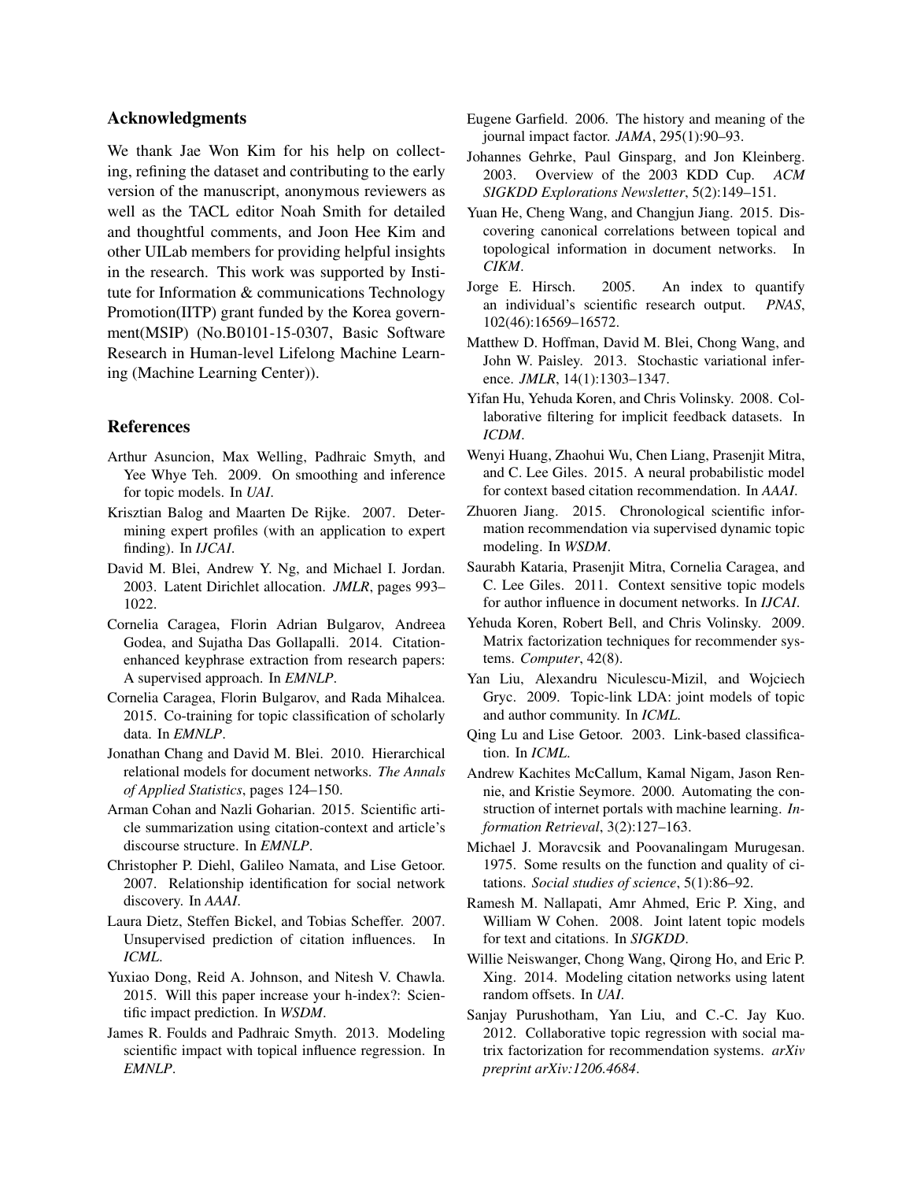## Acknowledgments

We thank Jae Won Kim for his help on collecting, refining the dataset and contributing to the early version of the manuscript, anonymous reviewers as well as the TACL editor Noah Smith for detailed and thoughtful comments, and Joon Hee Kim and other UILab members for providing helpful insights in the research. This work was supported by Institute for Information & communications Technology Promotion(IITP) grant funded by the Korea government(MSIP) (No.B0101-15-0307, Basic Software Research in Human-level Lifelong Machine Learning (Machine Learning Center)).

## References

Arthur Asuncion, Max Welling, Padhraic Smyth, and Yee Whye Teh. 2009. On smoothing and inference for topic models. In *UAI*.

Krisztian Balog and Maarten De Rijke. 2007. Determining expert profiles (with an application to expert finding). In *IJCAI*.

David M. Blei, Andrew Y. Ng, and Michael I. Jordan. 2003. Latent Dirichlet allocation. *JMLR*, pages 993–1022.

Cornelia Caragea, Florin Adrian Bulgarov, Andreea Godea, and Sujatha Das Gollapalli. 2014. Citation-enhanced keyphrase extraction from research papers: A supervised approach. In *EMNLP*.

Cornelia Caragea, Florin Bulgarov, and Rada Mihalcea. 2015. Co-training for topic classification of scholarly data. In *EMNLP*.

Jonathan Chang and David M. Blei. 2010. Hierarchical relational models for document networks. *The Annals of Applied Statistics*, pages 124–150.

Arman Cohan and Nazli Goharian. 2015. Scientific article summarization using citation-context and article's discourse structure. In *EMNLP*.

Christopher P. Diehl, Galileo Namata, and Lise Getoor. 2007. Relationship identification for social network discovery. In *AAAI*.

Laura Dietz, Steffen Bickel, and Tobias Scheffer. 2007. Unsupervised prediction of citation influences. In *ICML*.

Yuxiao Dong, Reid A. Johnson, and Nitesh V. Chawla. 2015. Will this paper increase your h-index?: Scientific impact prediction. In *WSDM*.

James R. Foulds and Padhraic Smyth. 2013. Modeling scientific impact with topical influence regression. In *EMNLP*.

Eugene Garfield. 2006. The history and meaning of the journal impact factor. *JAMA*, 295(1):90–93.

Johannes Gehrke, Paul Ginsparg, and Jon Kleinberg. 2003. Overview of the 2003 KDD Cup. *ACM SIGKDD Explorations Newsletter*, 5(2):149–151.

Yuan He, Cheng Wang, and Changjun Jiang. 2015. Discovering canonical correlations between topical and topological information in document networks. In *CIKM*.

Jorge E. Hirsch. 2005. An index to quantify an individual's scientific research output. *PNAS*, 102(46):16569–16572.

Matthew D. Hoffman, David M. Blei, Chong Wang, and John W. Paisley. 2013. Stochastic variational inference. *JMLR*, 14(1):1303–1347.

Yifan Hu, Yehuda Koren, and Chris Volinsky. 2008. Collaborative filtering for implicit feedback datasets. In *ICDM*.

Wenyi Huang, Zhaohui Wu, Chen Liang, Prasenjit Mitra, and C. Lee Giles. 2015. A neural probabilistic model for context based citation recommendation. In *AAAI*.

Zhuoren Jiang. 2015. Chronological scientific information recommendation via supervised dynamic topic modeling. In *WSDM*.

Saurabh Kataria, Prasenjit Mitra, Cornelia Caragea, and C. Lee Giles. 2011. Context sensitive topic models for author influence in document networks. In *IJCAI*.

Yehuda Koren, Robert Bell, and Chris Volinsky. 2009. Matrix factorization techniques for recommender systems. *Computer*, 42(8).

Yan Liu, Alexandru Niculescu-Mizil, and Wojciech Gryc. 2009. Topic-link LDA: joint models of topic and author community. In *ICML*.

Qing Lu and Lise Getoor. 2003. Link-based classification. In *ICML*.

Andrew Kachites McCallum, Kamal Nigam, Jason Rennie, and Kristie Seymore. 2000. Automating the construction of internet portals with machine learning. *Information Retrieval*, 3(2):127–163.

Michael J. Moravcsik and Poovanalingam Murugesan. 1975. Some results on the function and quality of citations. *Social studies of science*, 5(1):86–92.

Ramesh M. Nallapati, Amr Ahmed, Eric P. Xing, and William W Cohen. 2008. Joint latent topic models for text and citations. In *SIGKDD*.

Willie Neiswanger, Chong Wang, Qirong Ho, and Eric P. Xing. 2014. Modeling citation networks using latent random offsets. In *UAI*.

Sanjay Purushotham, Yan Liu, and C.-C. Jay Kuo. 2012. Collaborative topic regression with social matrix factorization for recommendation systems. *arXiv preprint arXiv:1206.4684*.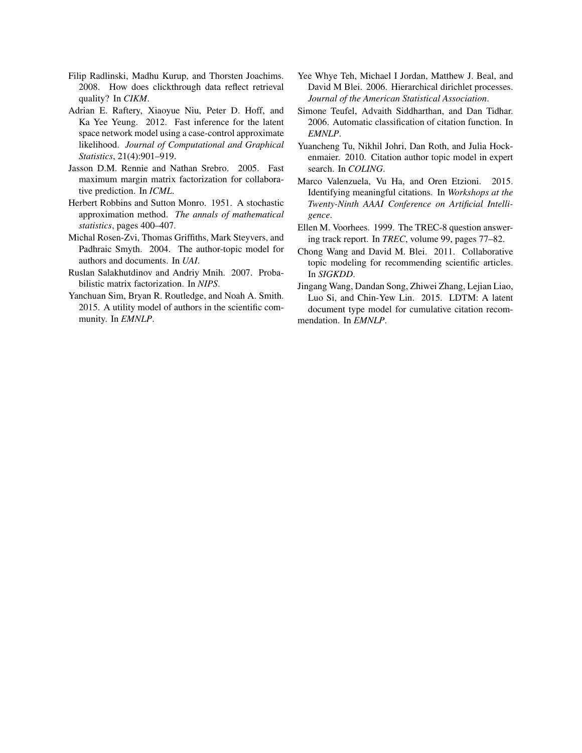Filip Radlinski, Madhu Kurup, and Thorsten Joachims. 2008. How does clickthrough data reflect retrieval quality? In *CIKM*.

Adrian E. Raftery, Xiaoyue Niu, Peter D. Hoff, and Ka Yee Yeung. 2012. Fast inference for the latent space network model using a case-control approximate likelihood. *Journal of Computational and Graphical Statistics*, 21(4):901–919.

Jasson D.M. Rennie and Nathan Srebro. 2005. Fast maximum margin matrix factorization for collaborative prediction. In *ICML*.

Herbert Robbins and Sutton Monro. 1951. A stochastic approximation method. *The annals of mathematical statistics*, pages 400–407.

Michal Rosen-Zvi, Thomas Griffiths, Mark Steyvers, and Padhraic Smyth. 2004. The author-topic model for authors and documents. In *UAI*.

Ruslan Salakhutdinov and Andriy Mnih. 2007. Probabilistic matrix factorization. In *NIPS*.

Yanchuan Sim, Bryan R. Routledge, and Noah A. Smith. 2015. A utility model of authors in the scientific community. In *EMNLP*.

Yee Whye Teh, Michael I Jordan, Matthew J. Beal, and David M Blei. 2006. Hierarchical dirichlet processes. *Journal of the American Statistical Association*.

Simone Teufel, Advaith Siddharthan, and Dan Tidhar. 2006. Automatic classification of citation function. In *EMNLP*.

Yuancheng Tu, Nikhil Johri, Dan Roth, and Julia Hockenmaier. 2010. Citation author topic model in expert search. In *COLING*.

Marco Valenzuela, Vu Ha, and Oren Etzioni. 2015. Identifying meaningful citations. In *Workshops at the Twenty-Ninth AAAI Conference on Artificial Intelligence*.

Ellen M. Voorhees. 1999. The TREC-8 question answering track report. In *TREC*, volume 99, pages 77–82.

Chong Wang and David M. Blei. 2011. Collaborative topic modeling for recommending scientific articles. In *SIGKDD*.

Jingang Wang, Dandan Song, Zhiwei Zhang, Lejian Liao, Luo Si, and Chin-Yew Lin. 2015. LDTM: A latent document type model for cumulative citation recommendation. In *EMNLP*.